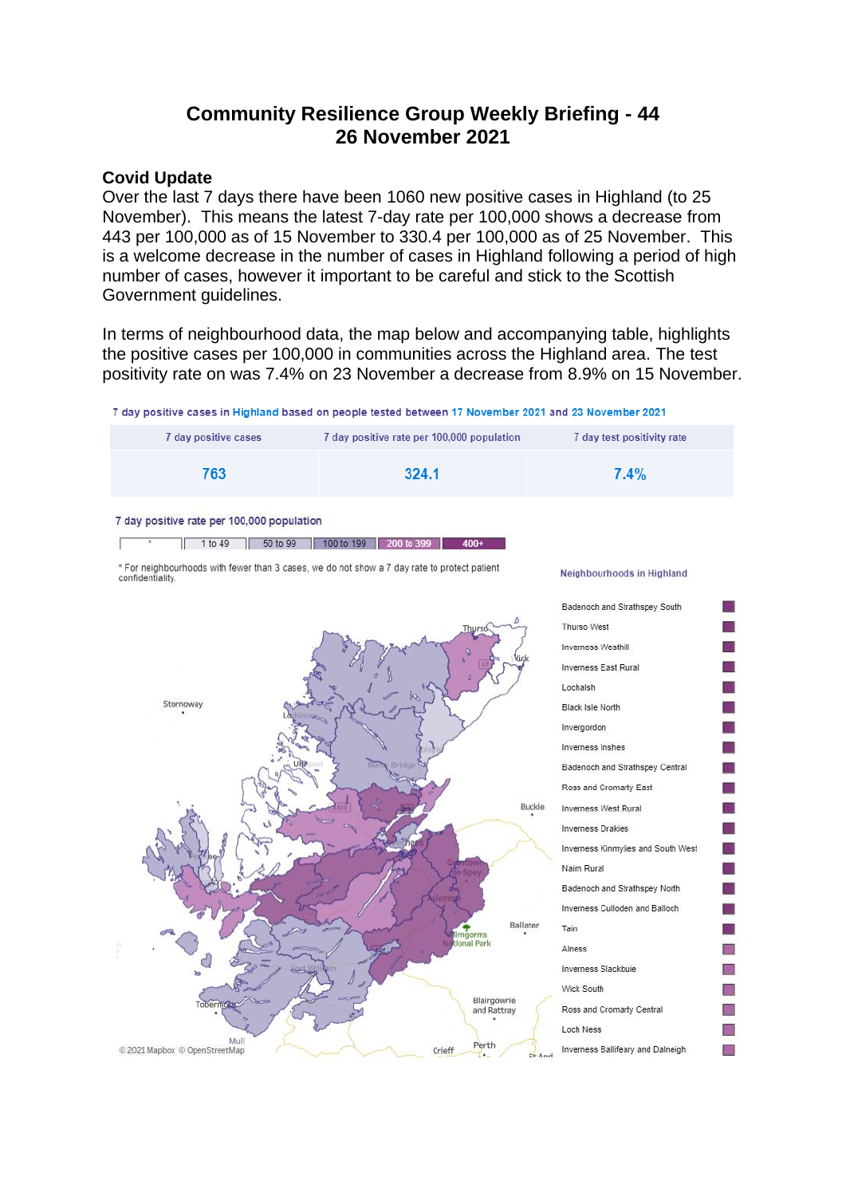# Community Resilience Group Weekly Briefing - 44
# 26 November 2021

## Covid Update

Over the last 7 days there have been 1060 new positive cases in Highland (to 25 November). This means the latest 7-day rate per 100,000 shows a decrease from 443 per 100,000 as of 15 November to 330.4 per 100,000 as of 25 November. This is a welcome decrease in the number of cases in Highland following a period of high number of cases, however it important to be careful and stick to the Scottish Government guidelines.

In terms of neighbourhood data, the map below and accompanying table, highlights the positive cases per 100,000 in communities across the Highland area. The test positivity rate on was 7.4% on 23 November a decrease from 8.9% on 15 November.

7 day positive cases in Highland based on people tested between 17 November 2021 and 23 November 2021

| 7 day positive cases | 7 day positive rate per 100,000 population | 7 day test positivity rate |
|---|---|---|
| 763 | 324.1 | 7.4% |

7 day positive rate per 100,000 population

| * | 1 to 49 | 50 to 99 | 100 to 199 | 200 to 399 | 400+ |
|---|---|---|---|---|---|

* For neighbourhoods with fewer than 3 cases, we do not show a 7 day rate to protect patient confidentiality.

Neighbourhoods in Highland

- Badenoch and Strathspey South
- Thurso West
- Inverness Westhill
- Inverness East Rural
- Lochalsh
- Black Isle North
- Invergordon
- Inverness Inshes
- Badenoch and Strathspey Central
- Ross and Cromarty East
- Inverness West Rural
- Inverness Drakies
- Inverness Kinmylies and South West
- Nairn Rural
- Badenoch and Strathspey North
- Inverness Culloden and Balloch
- Tain
- Alness
- Inverness Slackbuie
- Wick South
- Ross and Cromarty Central
- Loch Ness
- Inverness Ballifeary and Dalneigh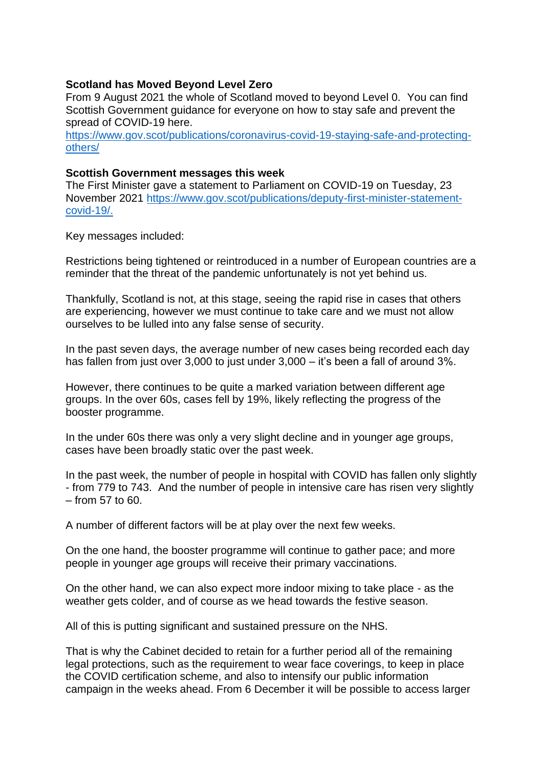**Scotland has Moved Beyond Level Zero**

From 9 August 2021 the whole of Scotland moved to beyond Level 0. You can find Scottish Government guidance for everyone on how to stay safe and prevent the spread of COVID-19 here. https://www.gov.scot/publications/coronavirus-covid-19-staying-safe-and-protecting-others/

**Scottish Government messages this week**

The First Minister gave a statement to Parliament on COVID-19 on Tuesday, 23 November 2021 https://www.gov.scot/publications/deputy-first-minister-statement-covid-19/.

Key messages included:

Restrictions being tightened or reintroduced in a number of European countries are a reminder that the threat of the pandemic unfortunately is not yet behind us.

Thankfully, Scotland is not, at this stage, seeing the rapid rise in cases that others are experiencing, however we must continue to take care and we must not allow ourselves to be lulled into any false sense of security.

In the past seven days, the average number of new cases being recorded each day has fallen from just over 3,000 to just under 3,000 – it's been a fall of around 3%.

However, there continues to be quite a marked variation between different age groups. In the over 60s, cases fell by 19%, likely reflecting the progress of the booster programme.

In the under 60s there was only a very slight decline and in younger age groups, cases have been broadly static over the past week.

In the past week, the number of people in hospital with COVID has fallen only slightly - from 779 to 743. And the number of people in intensive care has risen very slightly – from 57 to 60.

A number of different factors will be at play over the next few weeks.

On the one hand, the booster programme will continue to gather pace; and more people in younger age groups will receive their primary vaccinations.

On the other hand, we can also expect more indoor mixing to take place - as the weather gets colder, and of course as we head towards the festive season.

All of this is putting significant and sustained pressure on the NHS.

That is why the Cabinet decided to retain for a further period all of the remaining legal protections, such as the requirement to wear face coverings, to keep in place the COVID certification scheme, and also to intensify our public information campaign in the weeks ahead. From 6 December it will be possible to access larger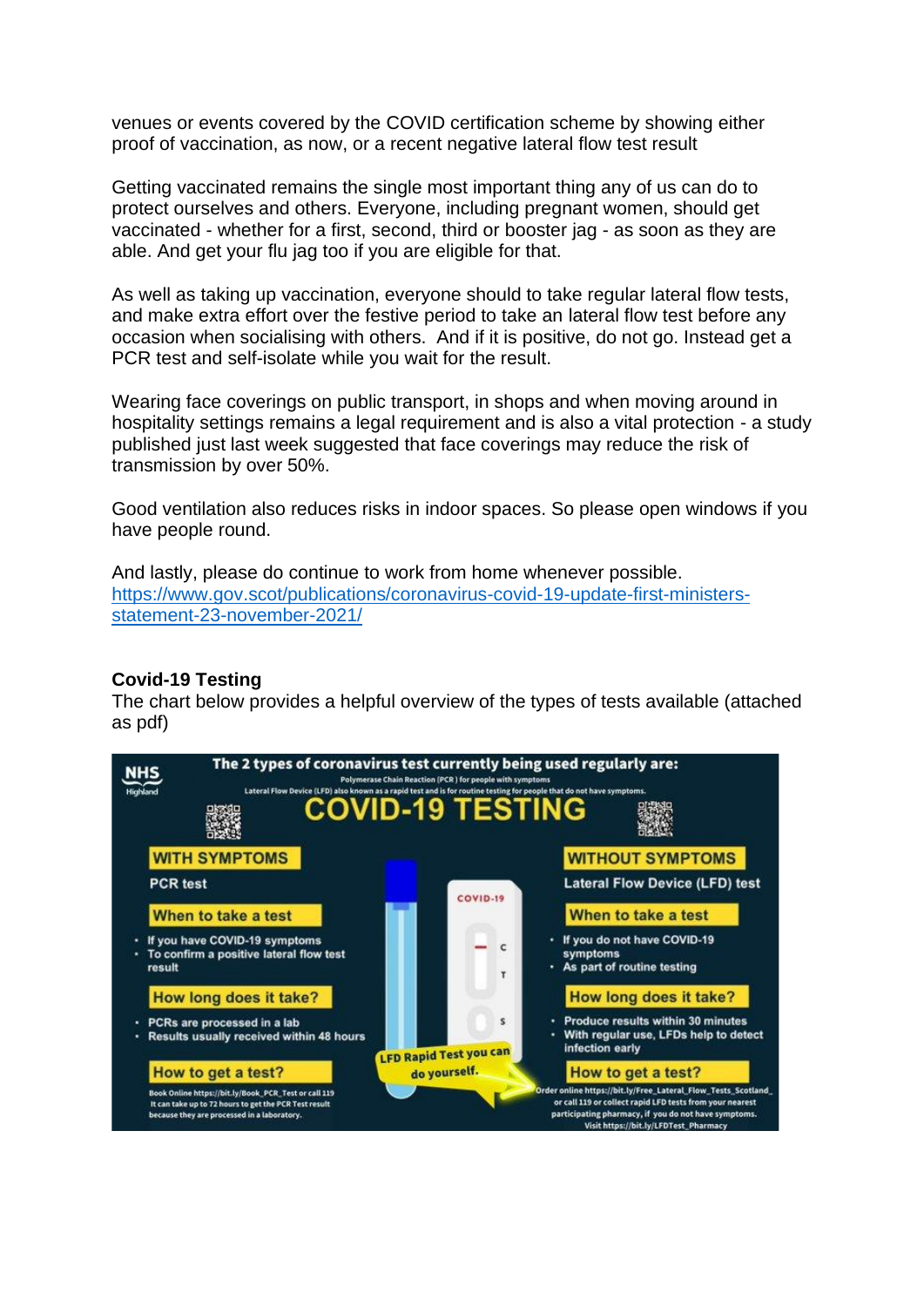venues or events covered by the COVID certification scheme by showing either proof of vaccination, as now, or a recent negative lateral flow test result

Getting vaccinated remains the single most important thing any of us can do to protect ourselves and others. Everyone, including pregnant women, should get vaccinated - whether for a first, second, third or booster jag - as soon as they are able. And get your flu jag too if you are eligible for that.

As well as taking up vaccination, everyone should to take regular lateral flow tests, and make extra effort over the festive period to take an lateral flow test before any occasion when socialising with others. And if it is positive, do not go. Instead get a PCR test and self-isolate while you wait for the result.

Wearing face coverings on public transport, in shops and when moving around in hospitality settings remains a legal requirement and is also a vital protection - a study published just last week suggested that face coverings may reduce the risk of transmission by over 50%.

Good ventilation also reduces risks in indoor spaces. So please open windows if you have people round.

And lastly, please do continue to work from home whenever possible.
https://www.gov.scot/publications/coronavirus-covid-19-update-first-ministers-statement-23-november-2021/

**Covid-19 Testing**

The chart below provides a helpful overview of the types of tests available (attached as pdf)

NHS Highland

**The 2 types of coronavirus test currently being used regularly are:**

Polymerase Chain Reaction (PCR) for people with symptoms

Lateral Flow Device (LFD) also known as a rapid test and is for routine testing for people that do not have symptoms.

# COVID-19 TESTING

**WITH SYMPTOMS**

PCR test

**When to take a test**

- If you have COVID-19 symptoms
- To confirm a positive lateral flow test result

**How long does it take?**

- PCRs are processed in a lab
- Results usually received within 48 hours

**How to get a test?**

Book Online https://bit.ly/Book_PCR_Test or call 119
It can take up to 72 hours to get the PCR Test result because they are processed in a laboratory.

**WITHOUT SYMPTOMS**

Lateral Flow Device (LFD) test

**When to take a test**

- If you do not have COVID-19 symptoms
- As part of routine testing

**How long does it take?**

- Produce results within 30 minutes
- With regular use, LFDs help to detect infection early

**How to get a test?**

Order online https://bit.ly/Free_Lateral_Flow_Tests_Scotland_ or call 119 or collect rapid LFD tests from your nearest participating pharmacy, if you do not have symptoms.
Visit https://bit.ly/LFDTest_Pharmacy

LFD Rapid Test you can do yourself.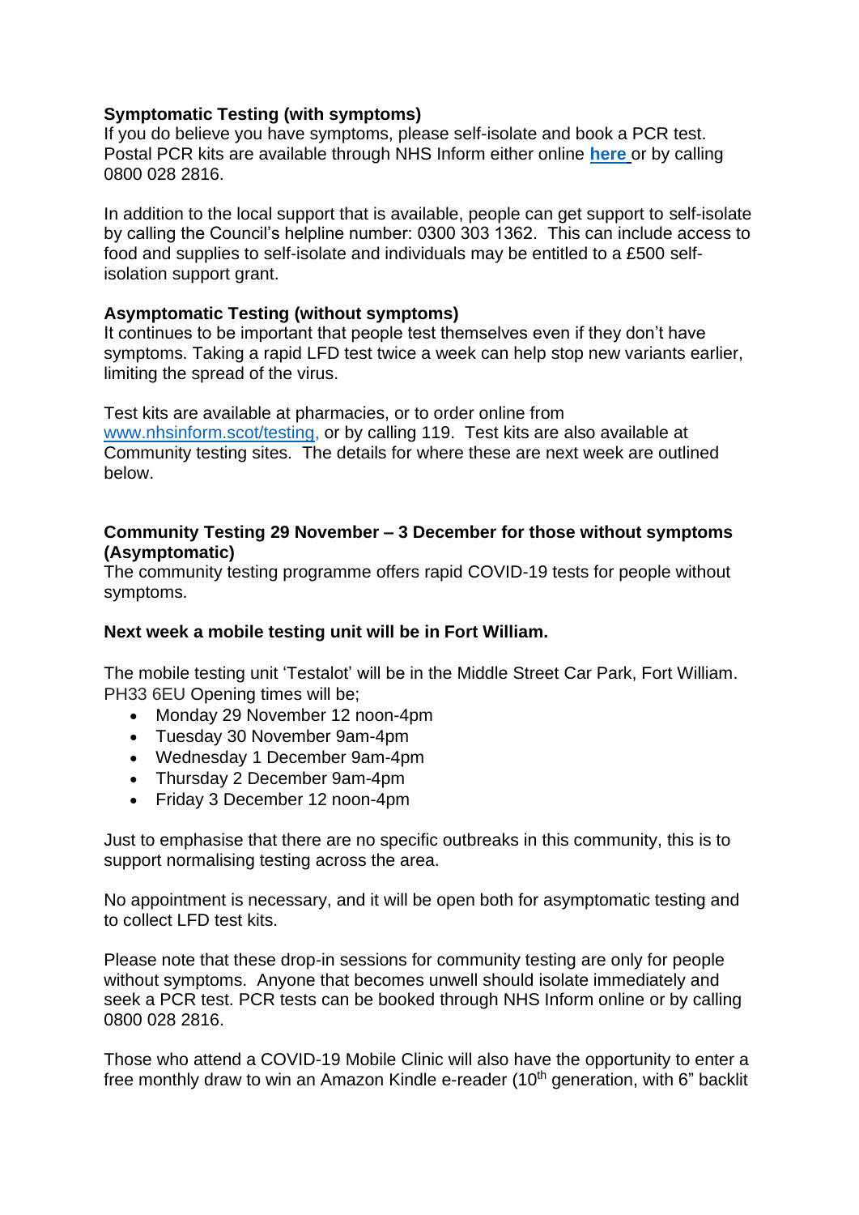**Symptomatic Testing (with symptoms)**
If you do believe you have symptoms, please self-isolate and book a PCR test. Postal PCR kits are available through NHS Inform either online **here** or by calling 0800 028 2816.

In addition to the local support that is available, people can get support to self-isolate by calling the Council's helpline number: 0300 303 1362. This can include access to food and supplies to self-isolate and individuals may be entitled to a £500 self-isolation support grant.

**Asymptomatic Testing (without symptoms)**
It continues to be important that people test themselves even if they don't have symptoms. Taking a rapid LFD test twice a week can help stop new variants earlier, limiting the spread of the virus.

Test kits are available at pharmacies, or to order online from www.nhsinform.scot/testing, or by calling 119. Test kits are also available at Community testing sites. The details for where these are next week are outlined below.

**Community Testing 29 November – 3 December for those without symptoms (Asymptomatic)**
The community testing programme offers rapid COVID-19 tests for people without symptoms.

**Next week a mobile testing unit will be in Fort William.**

The mobile testing unit 'Testalot' will be in the Middle Street Car Park, Fort William. PH33 6EU Opening times will be;

- Monday 29 November 12 noon-4pm
- Tuesday 30 November 9am-4pm
- Wednesday 1 December 9am-4pm
- Thursday 2 December 9am-4pm
- Friday 3 December 12 noon-4pm

Just to emphasise that there are no specific outbreaks in this community, this is to support normalising testing across the area.

No appointment is necessary, and it will be open both for asymptomatic testing and to collect LFD test kits.

Please note that these drop-in sessions for community testing are only for people without symptoms. Anyone that becomes unwell should isolate immediately and seek a PCR test. PCR tests can be booked through NHS Inform online or by calling 0800 028 2816.

Those who attend a COVID-19 Mobile Clinic will also have the opportunity to enter a free monthly draw to win an Amazon Kindle e-reader (10th generation, with 6" backlit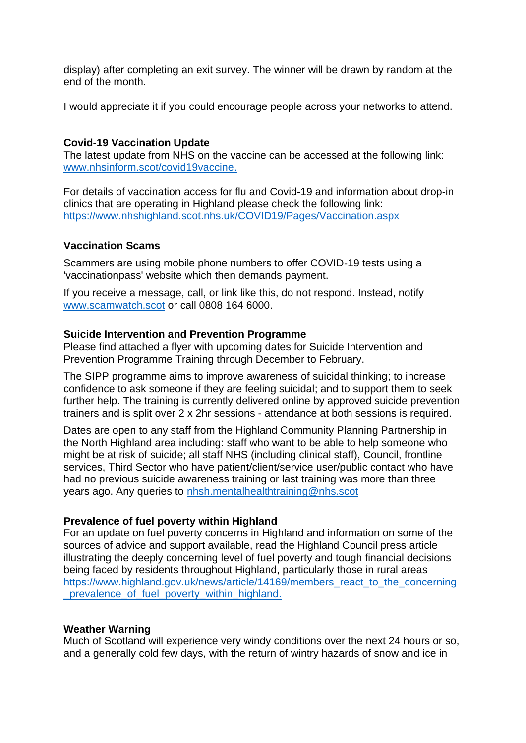display) after completing an exit survey. The winner will be drawn by random at the end of the month.

I would appreciate it if you could encourage people across your networks to attend.

**Covid-19 Vaccination Update**
The latest update from NHS on the vaccine can be accessed at the following link: [www.nhsinform.scot/covid19vaccine.](http://www.nhsinform.scot/covid19vaccine)

For details of vaccination access for flu and Covid-19 and information about drop-in clinics that are operating in Highland please check the following link: [https://www.nhshighland.scot.nhs.uk/COVID19/Pages/Vaccination.aspx](https://www.nhshighland.scot.nhs.uk/COVID19/Pages/Vaccination.aspx)

**Vaccination Scams**

Scammers are using mobile phone numbers to offer COVID-19 tests using a 'vaccinationpass' website which then demands payment.

If you receive a message, call, or link like this, do not respond. Instead, notify [www.scamwatch.scot](http://www.scamwatch.scot) or call 0808 164 6000.

**Suicide Intervention and Prevention Programme**
Please find attached a flyer with upcoming dates for Suicide Intervention and Prevention Programme Training through December to February.

The SIPP programme aims to improve awareness of suicidal thinking; to increase confidence to ask someone if they are feeling suicidal; and to support them to seek further help. The training is currently delivered online by approved suicide prevention trainers and is split over 2 x 2hr sessions - attendance at both sessions is required.

Dates are open to any staff from the Highland Community Planning Partnership in the North Highland area including: staff who want to be able to help someone who might be at risk of suicide; all staff NHS (including clinical staff), Council, frontline services, Third Sector who have patient/client/service user/public contact who have had no previous suicide awareness training or last training was more than three years ago. Any queries to [nhsh.mentalhealthtraining@nhs.scot](mailto:nhsh.mentalhealthtraining@nhs.scot)

**Prevalence of fuel poverty within Highland**
For an update on fuel poverty concerns in Highland and information on some of the sources of advice and support available, read the Highland Council press article illustrating the deeply concerning level of fuel poverty and tough financial decisions being faced by residents throughout Highland, particularly those in rural areas [https://www.highland.gov.uk/news/article/14169/members_react_to_the_concerning_prevalence_of_fuel_poverty_within_highland.](https://www.highland.gov.uk/news/article/14169/members_react_to_the_concerning_prevalence_of_fuel_poverty_within_highland)

**Weather Warning**
Much of Scotland will experience very windy conditions over the next 24 hours or so, and a generally cold few days, with the return of wintry hazards of snow and ice in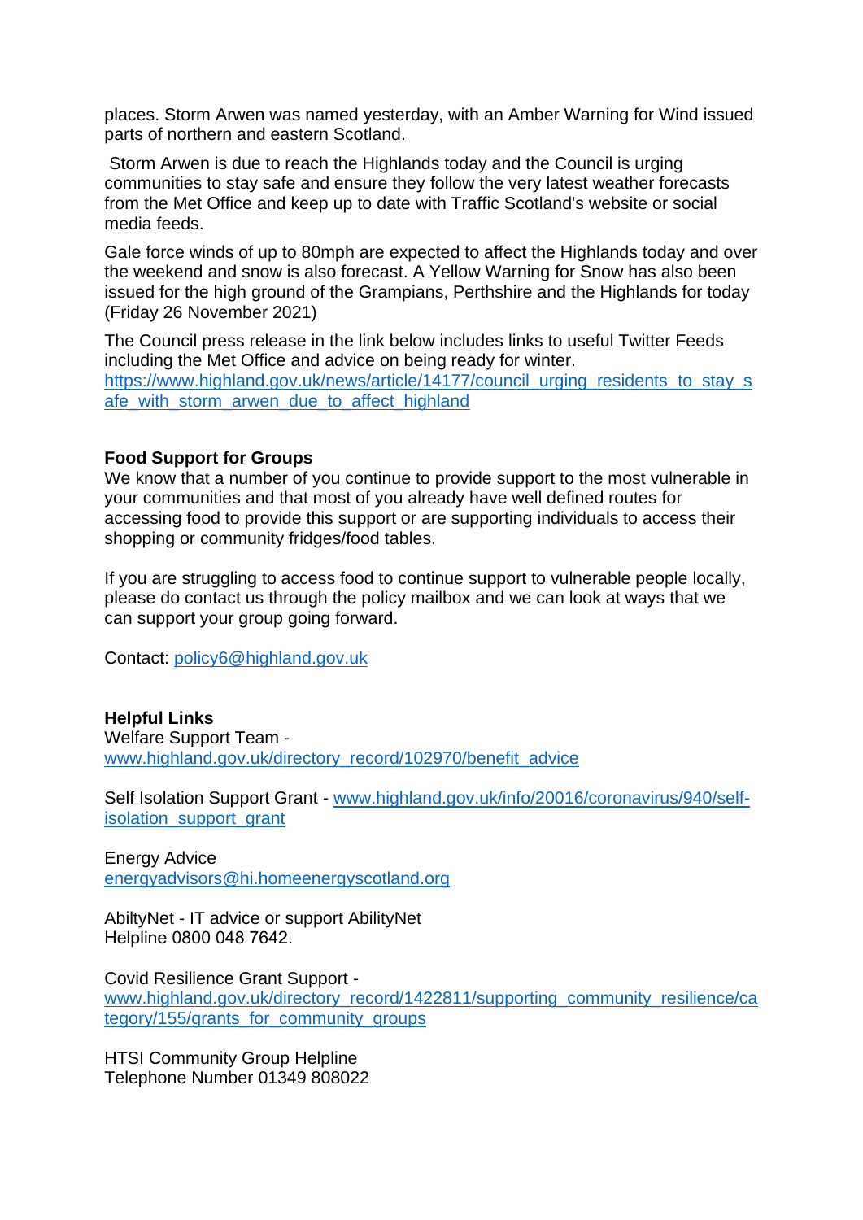places. Storm Arwen was named yesterday, with an Amber Warning for Wind issued parts of northern and eastern Scotland.

Storm Arwen is due to reach the Highlands today and the Council is urging communities to stay safe and ensure they follow the very latest weather forecasts from the Met Office and keep up to date with Traffic Scotland's website or social media feeds.

Gale force winds of up to 80mph are expected to affect the Highlands today and over the weekend and snow is also forecast. A Yellow Warning for Snow has also been issued for the high ground of the Grampians, Perthshire and the Highlands for today (Friday 26 November 2021)

The Council press release in the link below includes links to useful Twitter Feeds including the Met Office and advice on being ready for winter.
https://www.highland.gov.uk/news/article/14177/council_urging_residents_to_stay_safe_with_storm_arwen_due_to_affect_highland

**Food Support for Groups**
We know that a number of you continue to provide support to the most vulnerable in your communities and that most of you already have well defined routes for accessing food to provide this support or are supporting individuals to access their shopping or community fridges/food tables.

If you are struggling to access food to continue support to vulnerable people locally, please do contact us through the policy mailbox and we can look at ways that we can support your group going forward.

Contact: policy6@highland.gov.uk

**Helpful Links**
Welfare Support Team -
www.highland.gov.uk/directory_record/102970/benefit_advice

Self Isolation Support Grant - www.highland.gov.uk/info/20016/coronavirus/940/self-isolation_support_grant

Energy Advice
energyadvisors@hi.homeenergyscotland.org

AbiltyNet - IT advice or support AbilityNet
Helpline 0800 048 7642.

Covid Resilience Grant Support -
www.highland.gov.uk/directory_record/1422811/supporting_community_resilience/category/155/grants_for_community_groups

HTSI Community Group Helpline
Telephone Number 01349 808022